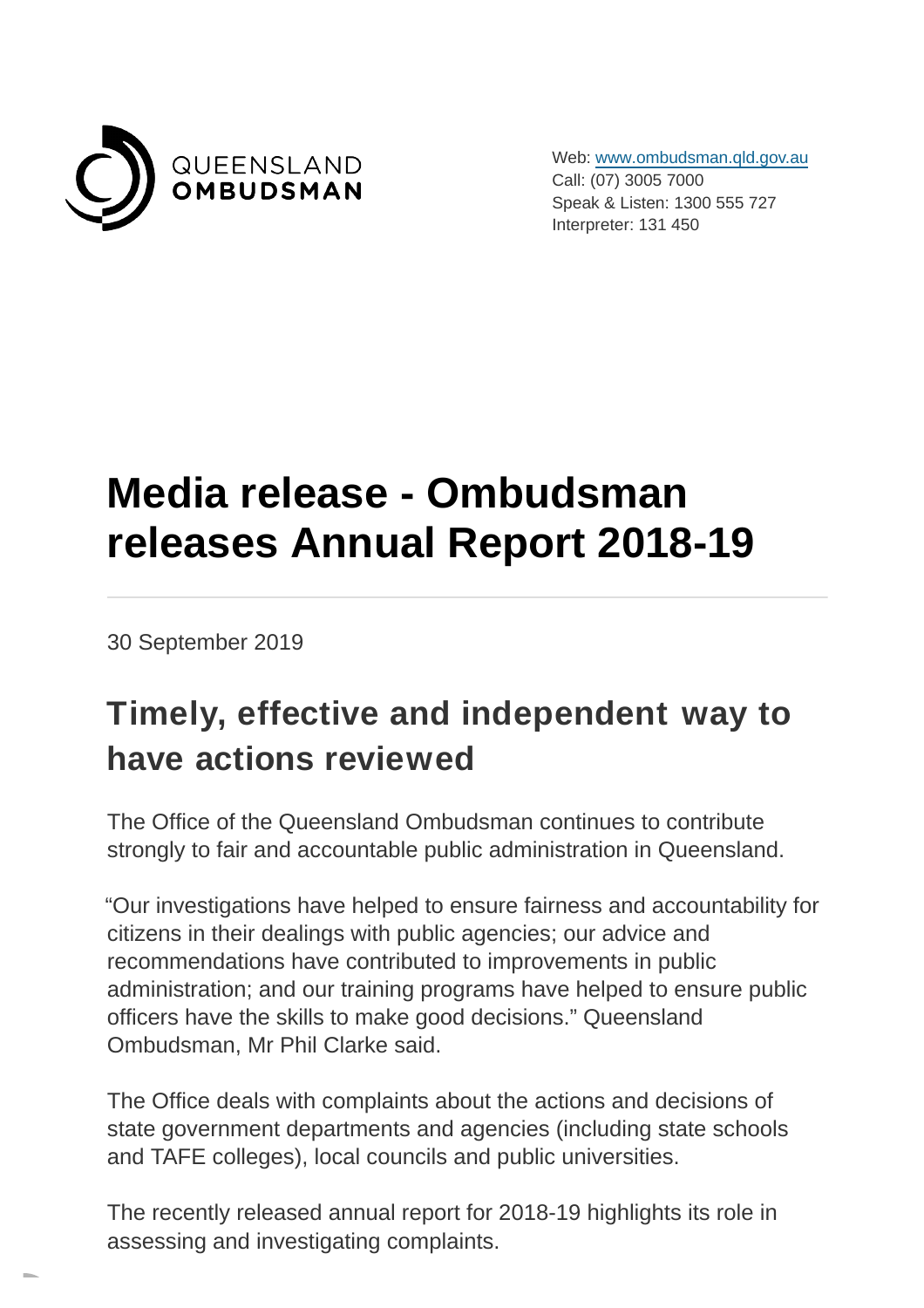QUEENSLAND
OMBUDSMAN

Web: [www.ombudsman.qld.gov.au](http://www.ombudsman.qld.gov.au)
Call: (07) 3005 7000
Speak & Listen: 1300 555 727
Interpreter: 131 450

# Media release - Ombudsman releases Annual Report 2018-19

30 September 2019

## Timely, effective and independent way to have actions reviewed

The Office of the Queensland Ombudsman continues to contribute strongly to fair and accountable public administration in Queensland.

"Our investigations have helped to ensure fairness and accountability for citizens in their dealings with public agencies; our advice and recommendations have contributed to improvements in public administration; and our training programs have helped to ensure public officers have the skills to make good decisions." Queensland Ombudsman, Mr Phil Clarke said.

The Office deals with complaints about the actions and decisions of state government departments and agencies (including state schools and TAFE colleges), local councils and public universities.

The recently released annual report for 2018-19 highlights its role in assessing and investigating complaints.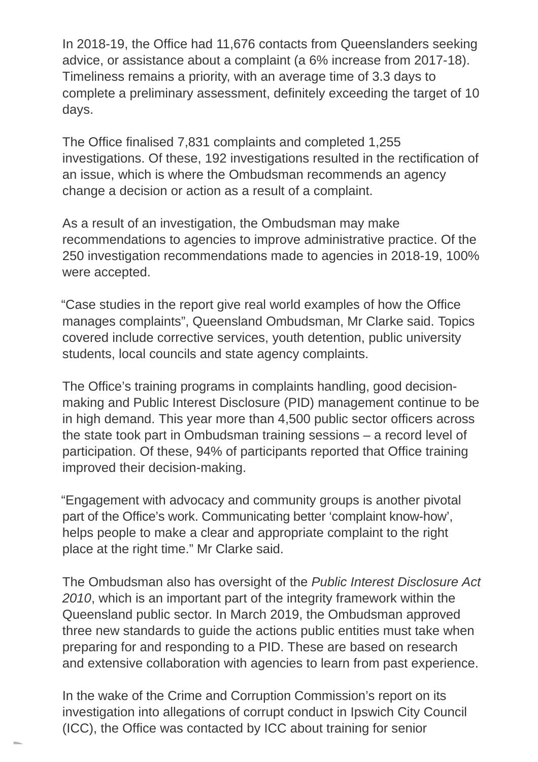In 2018-19, the Office had 11,676 contacts from Queenslanders seeking advice, or assistance about a complaint (a 6% increase from 2017-18). Timeliness remains a priority, with an average time of 3.3 days to complete a preliminary assessment, definitely exceeding the target of 10 days.

The Office finalised 7,831 complaints and completed 1,255 investigations. Of these, 192 investigations resulted in the rectification of an issue, which is where the Ombudsman recommends an agency change a decision or action as a result of a complaint.

As a result of an investigation, the Ombudsman may make recommendations to agencies to improve administrative practice. Of the 250 investigation recommendations made to agencies in 2018-19, 100% were accepted.

"Case studies in the report give real world examples of how the Office manages complaints", Queensland Ombudsman, Mr Clarke said. Topics covered include corrective services, youth detention, public university students, local councils and state agency complaints.

The Office's training programs in complaints handling, good decision-making and Public Interest Disclosure (PID) management continue to be in high demand. This year more than 4,500 public sector officers across the state took part in Ombudsman training sessions – a record level of participation. Of these, 94% of participants reported that Office training improved their decision-making.

"Engagement with advocacy and community groups is another pivotal part of the Office's work. Communicating better 'complaint know-how', helps people to make a clear and appropriate complaint to the right place at the right time." Mr Clarke said.

The Ombudsman also has oversight of the *Public Interest Disclosure Act 2010*, which is an important part of the integrity framework within the Queensland public sector. In March 2019, the Ombudsman approved three new standards to guide the actions public entities must take when preparing for and responding to a PID. These are based on research and extensive collaboration with agencies to learn from past experience.

In the wake of the Crime and Corruption Commission's report on its investigation into allegations of corrupt conduct in Ipswich City Council (ICC), the Office was contacted by ICC about training for senior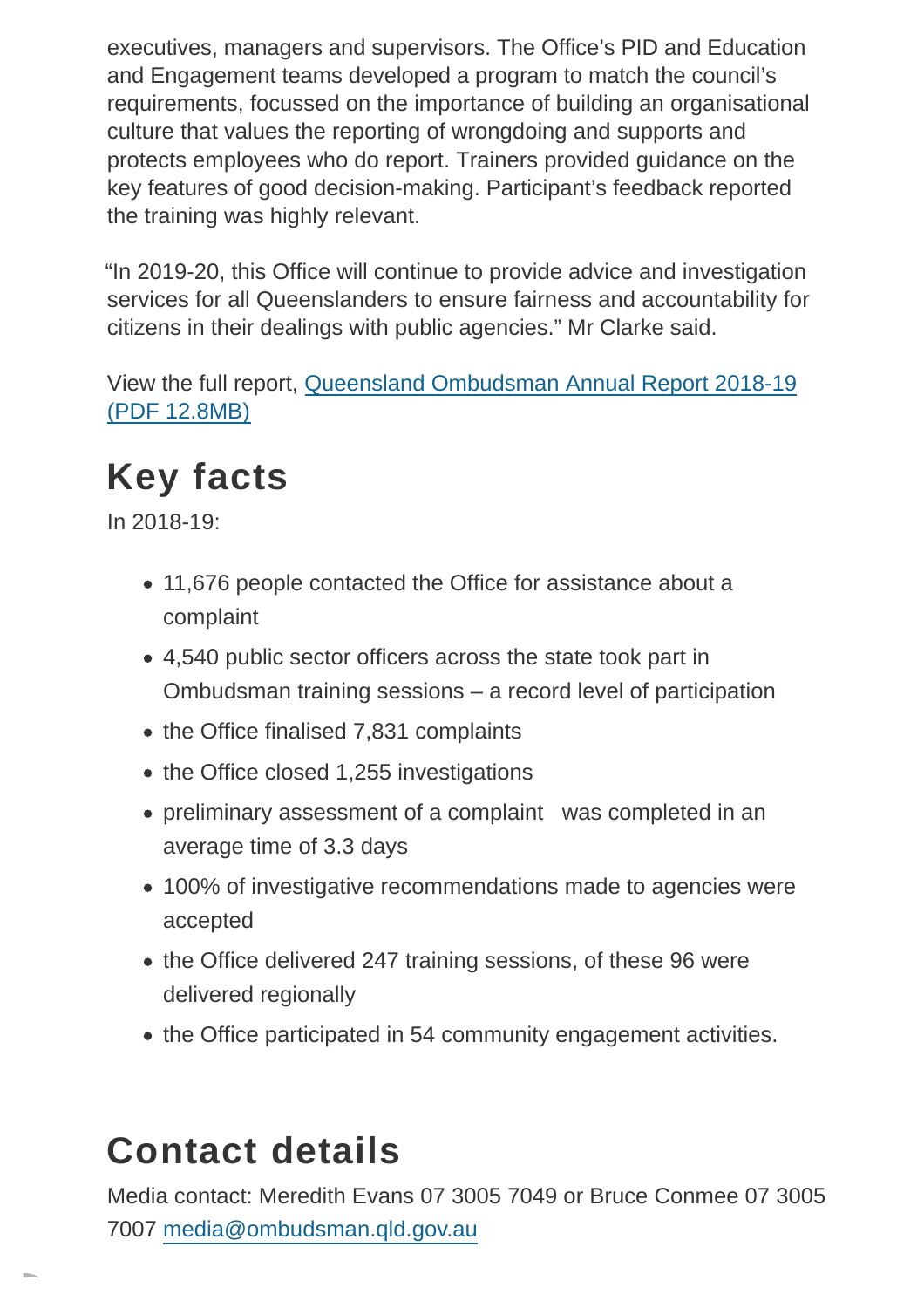executives, managers and supervisors. The Office's PID and Education and Engagement teams developed a program to match the council's requirements, focussed on the importance of building an organisational culture that values the reporting of wrongdoing and supports and protects employees who do report. Trainers provided guidance on the key features of good decision-making. Participant's feedback reported the training was highly relevant.

"In 2019-20, this Office will continue to provide advice and investigation services for all Queenslanders to ensure fairness and accountability for citizens in their dealings with public agencies." Mr Clarke said.

View the full report, [Queensland Ombudsman Annual Report 2018-19 (PDF 12.8MB)]

## Key facts

In 2018-19:

- 11,676 people contacted the Office for assistance about a complaint
- 4,540 public sector officers across the state took part in Ombudsman training sessions – a record level of participation
- the Office finalised 7,831 complaints
- the Office closed 1,255 investigations
- preliminary assessment of a complaint was completed in an average time of 3.3 days
- 100% of investigative recommendations made to agencies were accepted
- the Office delivered 247 training sessions, of these 96 were delivered regionally
- the Office participated in 54 community engagement activities.

## Contact details

Media contact: Meredith Evans 07 3005 7049 or Bruce Conmee 07 3005 7007 media@ombudsman.qld.gov.au